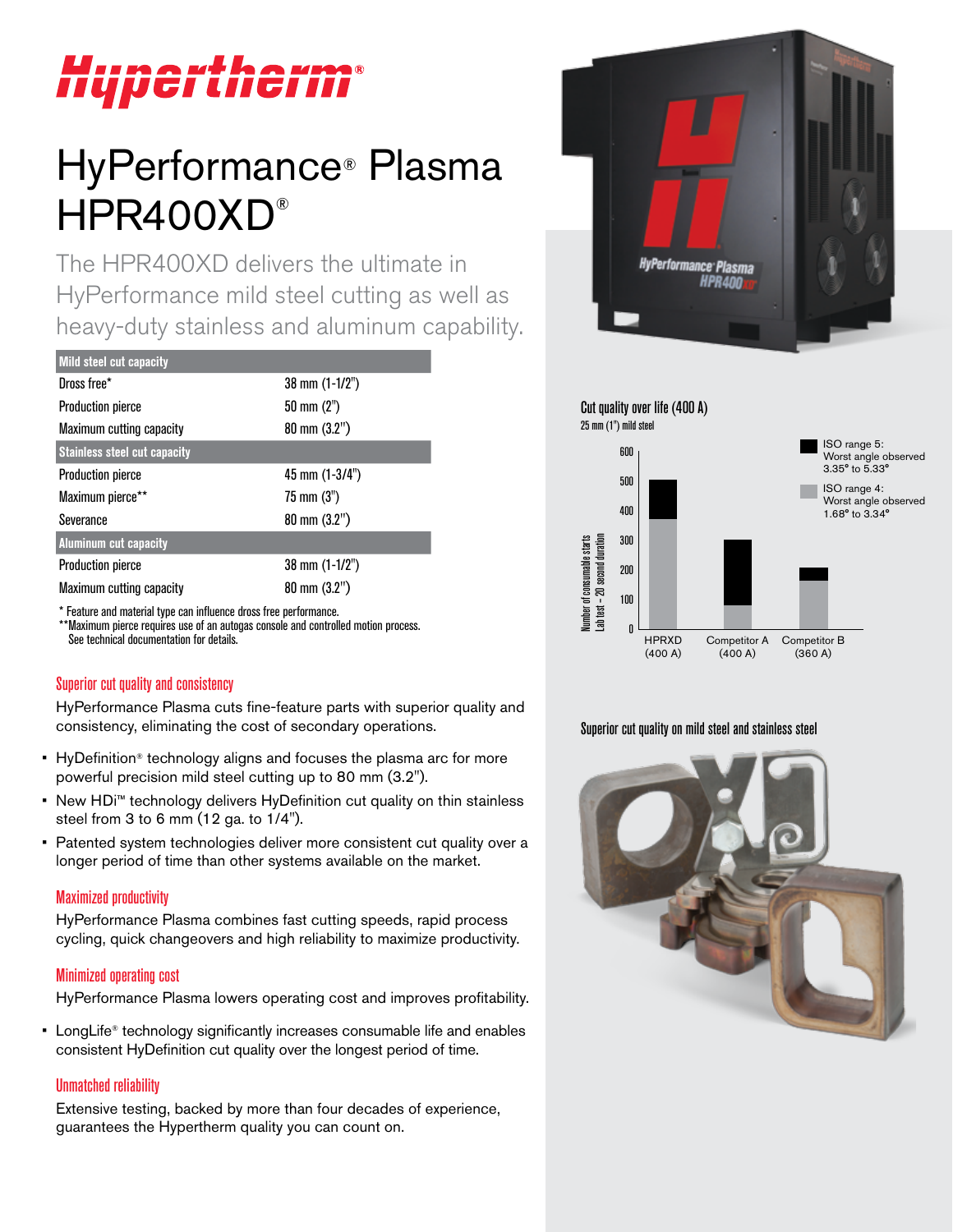# HyPerformance® Plasma HPR400XD®

The HPR400XD delivers the ultimate in HyPerformance mild steel cutting as well as heavy-duty stainless and aluminum capability.

| Mild steel cut capacity | |
|---|---|
| Dross free* | 38 mm (1-1/2") |
| Production pierce | 50 mm (2") |
| Maximum cutting capacity | 80 mm (3.2") |
| **Stainless steel cut capacity** | |
| Production pierce | 45 mm (1-3/4") |
| Maximum pierce** | 75 mm (3") |
| Severance | 80 mm (3.2") |
| **Aluminum cut capacity** | |
| Production pierce | 38 mm (1-1/2") |
| Maximum cutting capacity | 80 mm (3.2") |

\* Feature and material type can influence dross free performance.
\*\*Maximum pierce requires use of an autogas console and controlled motion process. See technical documentation for details.

### Superior cut quality and consistency

HyPerformance Plasma cuts fine-feature parts with superior quality and consistency, eliminating the cost of secondary operations.

- HyDefinition® technology aligns and focuses the plasma arc for more powerful precision mild steel cutting up to 80 mm (3.2").
- New HDi™ technology delivers HyDefinition cut quality on thin stainless steel from 3 to 6 mm (12 ga. to 1/4").
- Patented system technologies deliver more consistent cut quality over a longer period of time than other systems available on the market.

### Maximized productivity

HyPerformance Plasma combines fast cutting speeds, rapid process cycling, quick changeovers and high reliability to maximize productivity.

### Minimized operating cost

HyPerformance Plasma lowers operating cost and improves profitability.

- LongLife® technology significantly increases consumable life and enables consistent HyDefinition cut quality over the longest period of time.

### Unmatched reliability

Extensive testing, backed by more than four decades of experience, guarantees the Hypertherm quality you can count on.

**Cut quality over life (400 A)**
25 mm (1") mild steel

Number of consumable starts – Lab test – 20 second duration

- ISO range 5: Worst angle observed 3.35° to 5.33°
- ISO range 4: Worst angle observed 1.68° to 3.34°

HPRXD (400 A) | Competitor A (400 A) | Competitor B (360 A)

**Superior cut quality on mild steel and stainless steel**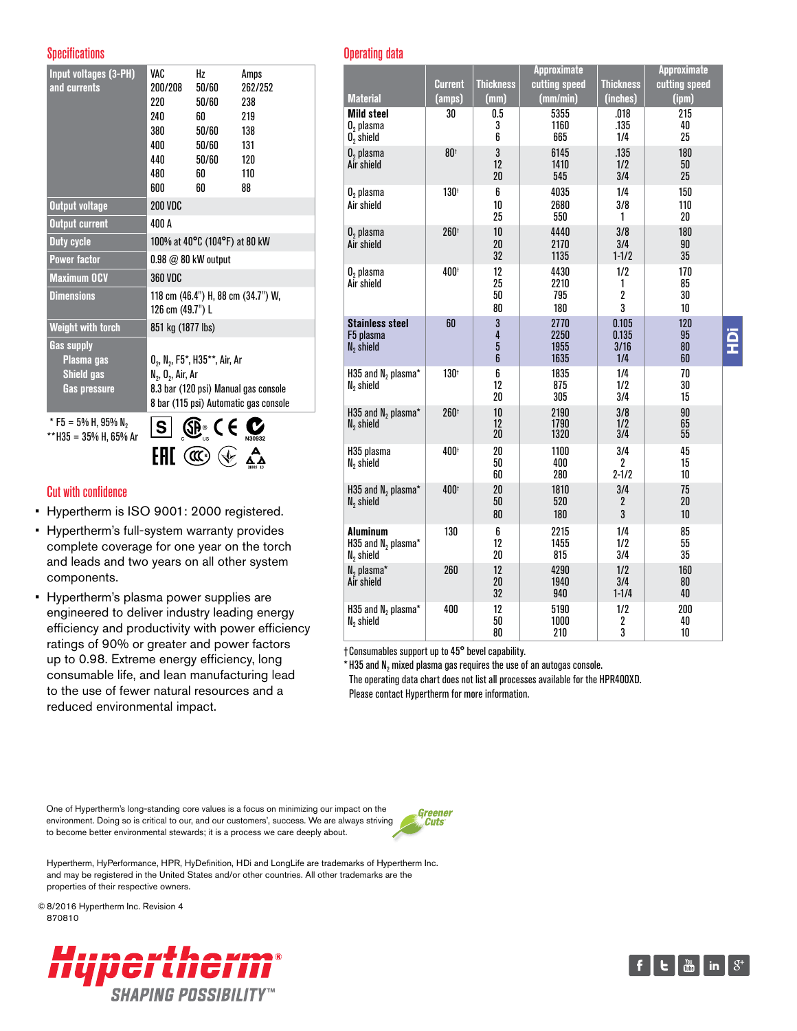## Specifications

| | | | |
|---|---|---|---|
| Input voltages (3-PH) and currents | VAC | Hz | Amps |
| | 200/208 | 50/60 | 262/252 |
| | 220 | 50/60 | 238 |
| | 240 | 60 | 219 |
| | 380 | 50/60 | 138 |
| | 400 | 50/60 | 131 |
| | 440 | 50/60 | 120 |
| | 480 | 60 | 110 |
| | 600 | 60 | 88 |
| Output voltage | 200 VDC | | |
| Output current | 400 A | | |
| Duty cycle | 100% at 40°C (104°F) at 80 kW | | |
| Power factor | 0.98 @ 80 kW output | | |
| Maximum OCV | 360 VDC | | |
| Dimensions | 118 cm (46.4") H, 88 cm (34.7") W, 126 cm (49.7") L | | |
| Weight with torch | 851 kg (1877 lbs) | | |
| Gas supply | | | |
| Plasma gas | $O_2$, $N_2$, F5*, H35**, Air, Ar | | |
| Shield gas | $N_2$, $O_2$, Air, Ar | | |
| Gas pressure | 8.3 bar (120 psi) Manual gas console<br>8 bar (115 psi) Automatic gas console | | |

\* F5 = 5% H, 95% $N_2$
\*\*H35 = 35% H, 65% Ar

N30932

## Cut with confidence

- Hypertherm is ISO 9001: 2000 registered.
- Hypertherm's full-system warranty provides complete coverage for one year on the torch and leads and two years on all other system components.
- Hypertherm's plasma power supplies are engineered to deliver industry leading energy efficiency and productivity with power efficiency ratings of 90% or greater and power factors up to 0.98. Extreme energy efficiency, long consumable life, and lean manufacturing lead to the use of fewer natural resources and a reduced environmental impact.

## Operating data

| Material | Current (amps) | Thickness (mm) | Approximate cutting speed (mm/min) | Thickness (inches) | Approximate cutting speed (ipm) |
|---|---|---|---|---|---|
| **Mild steel**<br>$O_2$ plasma<br>$O_2$ shield | 30 | 0.5<br>3<br>6 | 5355<br>1160<br>665 | .018<br>.135<br>1/4 | 215<br>40<br>25 |
| $O_2$ plasma<br>Air shield | 80† | 3<br>12<br>20 | 6145<br>1410<br>545 | .135<br>1/2<br>3/4 | 180<br>50<br>25 |
| $O_2$ plasma<br>Air shield | 130† | 6<br>10<br>25 | 4035<br>2680<br>550 | 1/4<br>3/8<br>1 | 150<br>110<br>20 |
| $O_2$ plasma<br>Air shield | 260† | 10<br>20<br>32 | 4440<br>2170<br>1135 | 3/8<br>3/4<br>1-1/2 | 180<br>90<br>35 |
| $O_2$ plasma<br>Air shield | 400† | 12<br>25<br>50<br>80 | 4430<br>2210<br>795<br>180 | 1/2<br>1<br>2<br>3 | 170<br>85<br>30<br>10 |
| **Stainless steel**<br>F5 plasma<br>$N_2$ shield | 60 | 3<br>4<br>5<br>6 | 2770<br>2250<br>1955<br>1635 | 0.105<br>0.135<br>3/16<br>1/4 | 120<br>95<br>80<br>60 |
| H35 and $N_2$ plasma*<br>$N_2$ shield | 130† | 6<br>12<br>20 | 1835<br>875<br>305 | 1/4<br>1/2<br>3/4 | 70<br>30<br>15 |
| H35 and $N_2$ plasma*<br>$N_2$ shield | 260† | 10<br>12<br>20 | 2190<br>1790<br>1320 | 3/8<br>1/2<br>3/4 | 90<br>65<br>55 |
| H35 plasma<br>$N_2$ shield | 400† | 20<br>50<br>60 | 1100<br>400<br>280 | 3/4<br>2<br>2-1/2 | 45<br>15<br>10 |
| H35 and $N_2$ plasma*<br>$N_2$ shield | 400† | 20<br>50<br>80 | 1810<br>520<br>180 | 3/4<br>2<br>3 | 75<br>20<br>10 |
| **Aluminum**<br>H35 and $N_2$ plasma*<br>$N_2$ shield | 130 | 6<br>12<br>20 | 2215<br>1455<br>815 | 1/4<br>1/2<br>3/4 | 85<br>55<br>35 |
| $N_2$ plasma*<br>Air shield | 260 | 12<br>20<br>32 | 4290<br>1940<br>940 | 1/2<br>3/4<br>1-1/4 | 160<br>80<br>40 |
| H35 and $N_2$ plasma*<br>$N_2$ shield | 400 | 12<br>50<br>80 | 5190<br>1000<br>210 | 1/2<br>2<br>3 | 200<br>40<br>10 |

†Consumables support up to 45° bevel capability.
\*H35 and $N_2$ mixed plasma gas requires the use of an autogas console.
The operating data chart does not list all processes available for the HPR400XD.
Please contact Hypertherm for more information.

HDi

One of Hypertherm's long-standing core values is a focus on minimizing our impact on the environment. Doing so is critical to our, and our customers', success. We are always striving to become better environmental stewards; it is a process we care deeply about.

Greener Cuts

Hypertherm, HyPerformance, HPR, HyDefinition, HDi and LongLife are trademarks of Hypertherm Inc. and may be registered in the United States and/or other countries. All other trademarks are the properties of their respective owners.

© 8/2016 Hypertherm Inc. Revision 4
870810

Hypertherm®
SHAPING POSSIBILITY™